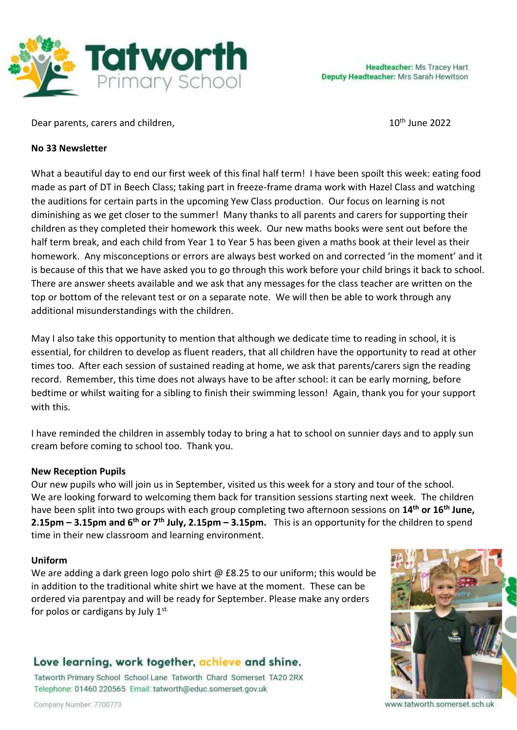Headteacher: Ms Tracey Hart
Deputy Headteacher: Mrs Sarah Hewitson

Dear parents, carers and children,

10th June 2022

**No 33 Newsletter**

What a beautiful day to end our first week of this final half term! I have been spoilt this week: eating food made as part of DT in Beech Class; taking part in freeze-frame drama work with Hazel Class and watching the auditions for certain parts in the upcoming Yew Class production. Our focus on learning is not diminishing as we get closer to the summer! Many thanks to all parents and carers for supporting their children as they completed their homework this week. Our new maths books were sent out before the half term break, and each child from Year 1 to Year 5 has been given a maths book at their level as their homework. Any misconceptions or errors are always best worked on and corrected 'in the moment' and it is because of this that we have asked you to go through this work before your child brings it back to school. There are answer sheets available and we ask that any messages for the class teacher are written on the top or bottom of the relevant test or on a separate note. We will then be able to work through any additional misunderstandings with the children.

May I also take this opportunity to mention that although we dedicate time to reading in school, it is essential, for children to develop as fluent readers, that all children have the opportunity to read at other times too. After each session of sustained reading at home, we ask that parents/carers sign the reading record. Remember, this time does not always have to be after school: it can be early morning, before bedtime or whilst waiting for a sibling to finish their swimming lesson! Again, thank you for your support with this.

I have reminded the children in assembly today to bring a hat to school on sunnier days and to apply sun cream before coming to school too. Thank you.

**New Reception Pupils**

Our new pupils who will join us in September, visited us this week for a story and tour of the school. We are looking forward to welcoming them back for transition sessions starting next week. The children have been split into two groups with each group completing two afternoon sessions on **14th or 16th June, 2.15pm – 3.15pm and 6th or 7th July, 2.15pm – 3.15pm.** This is an opportunity for the children to spend time in their new classroom and learning environment.

**Uniform**

We are adding a dark green logo polo shirt @ £8.25 to our uniform; this would be in addition to the traditional white shirt we have at the moment. These can be ordered via parentpay and will be ready for September. Please make any orders for polos or cardigans by July 1st.

Love learning, work together, achieve and shine.

Tatworth Primary School School Lane Tatworth Chard Somerset TA20 2RX
Telephone: 01460 220565 Email: tatworth@educ.somerset.gov.uk

Company Number: 7700773

www.tatworth.somerset.sch.uk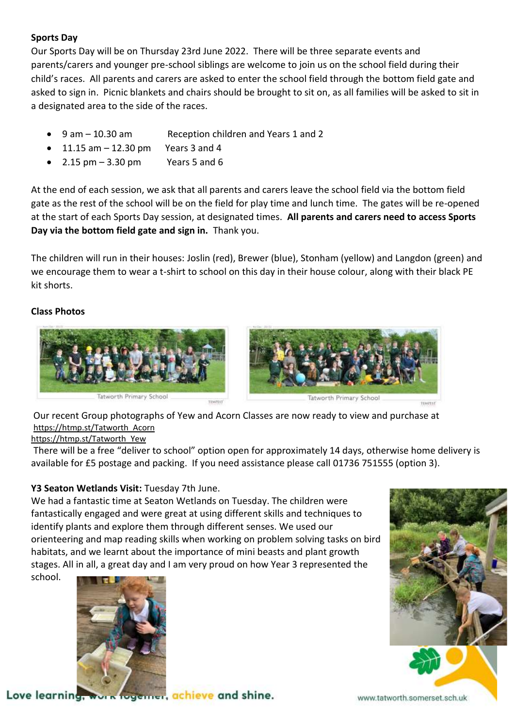## Sports Day

Our Sports Day will be on Thursday 23rd June 2022. There will be three separate events and parents/carers and younger pre-school siblings are welcome to join us on the school field during their child's races. All parents and carers are asked to enter the school field through the bottom field gate and asked to sign in. Picnic blankets and chairs should be brought to sit on, as all families will be asked to sit in a designated area to the side of the races.

- 9 am – 10.30 am Reception children and Years 1 and 2
- 11.15 am – 12.30 pm Years 3 and 4
- 2.15 pm – 3.30 pm Years 5 and 6

At the end of each session, we ask that all parents and carers leave the school field via the bottom field gate as the rest of the school will be on the field for play time and lunch time. The gates will be re-opened at the start of each Sports Day session, at designated times. **All parents and carers need to access Sports Day via the bottom field gate and sign in.** Thank you.

The children will run in their houses: Joslin (red), Brewer (blue), Stonham (yellow) and Langdon (green) and we encourage them to wear a t-shirt to school on this day in their house colour, along with their black PE kit shorts.

## Class Photos

Tatworth Primary School

Tatworth Primary School

Our recent Group photographs of Yew and Acorn Classes are now ready to view and purchase at
https://htmp.st/Tatworth_Acorn
https://htmp.st/Tatworth_Yew

There will be a free "deliver to school" option open for approximately 14 days, otherwise home delivery is available for £5 postage and packing. If you need assistance please call 01736 751555 (option 3).

**Y3 Seaton Wetlands Visit:** Tuesday 7th June.

We had a fantastic time at Seaton Wetlands on Tuesday. The children were fantastically engaged and were great at using different skills and techniques to identify plants and explore them through different senses. We used our orienteering and map reading skills when working on problem solving tasks on bird habitats, and we learnt about the importance of mini beasts and plant growth stages. All in all, a great day and I am very proud on how Year 3 represented the school.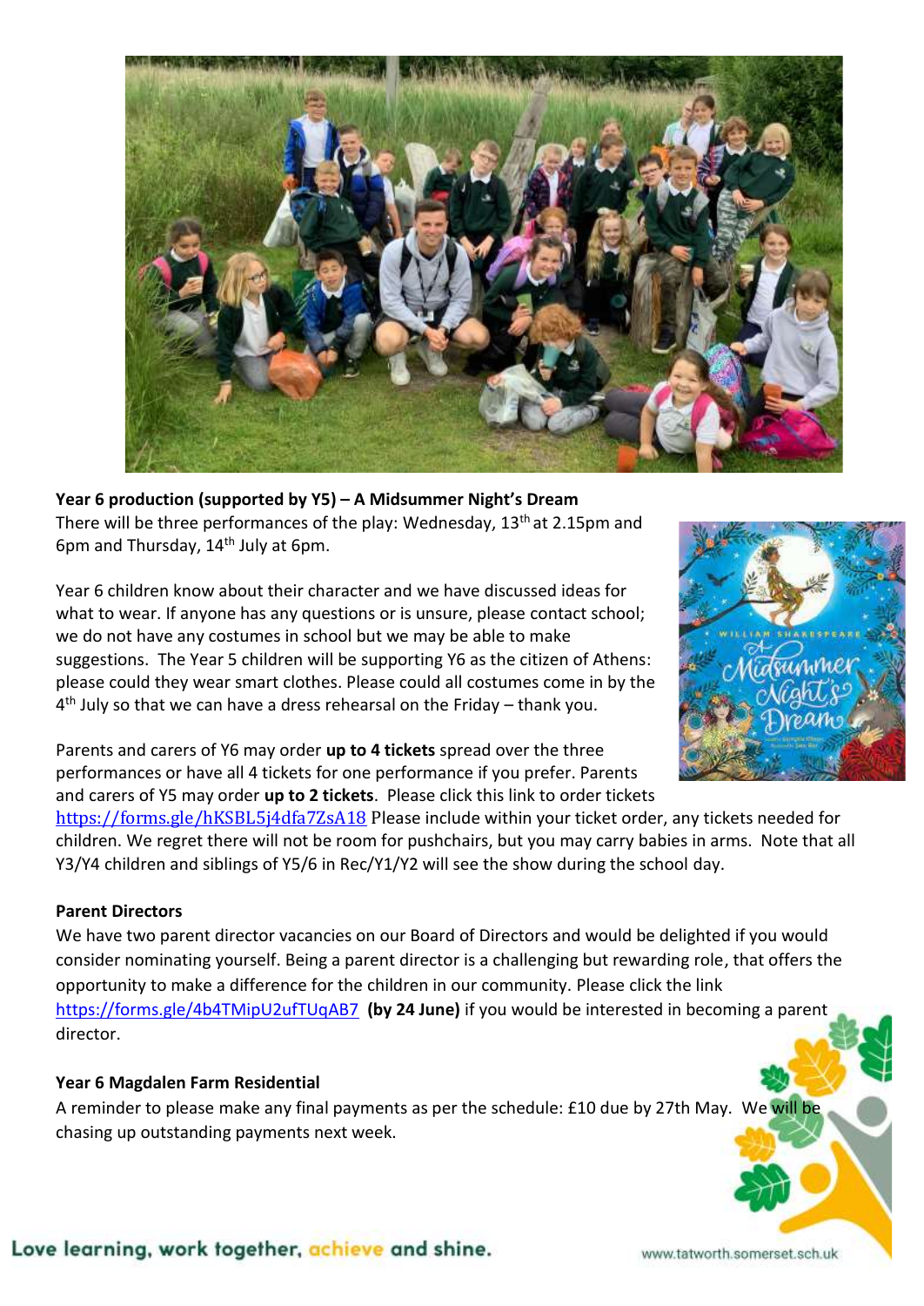**Year 6 production (supported by Y5) – A Midsummer Night's Dream**

There will be three performances of the play: Wednesday, 13th at 2.15pm and 6pm and Thursday, 14th July at 6pm.

Year 6 children know about their character and we have discussed ideas for what to wear. If anyone has any questions or is unsure, please contact school; we do not have any costumes in school but we may be able to make suggestions. The Year 5 children will be supporting Y6 as the citizen of Athens: please could they wear smart clothes. Please could all costumes come in by the 4th July so that we can have a dress rehearsal on the Friday – thank you.

Parents and carers of Y6 may order **up to 4 tickets** spread over the three performances or have all 4 tickets for one performance if you prefer. Parents and carers of Y5 may order **up to 2 tickets**. Please click this link to order tickets https://forms.gle/hKSBL5j4dfa7ZsA18 Please include within your ticket order, any tickets needed for children. We regret there will not be room for pushchairs, but you may carry babies in arms. Note that all Y3/Y4 children and siblings of Y5/6 in Rec/Y1/Y2 will see the show during the school day.

**Parent Directors**

We have two parent director vacancies on our Board of Directors and would be delighted if you would consider nominating yourself. Being a parent director is a challenging but rewarding role, that offers the opportunity to make a difference for the children in our community. Please click the link https://forms.gle/4b4TMipU2ufTUqAB7 **(by 24 June)** if you would be interested in becoming a parent director.

**Year 6 Magdalen Farm Residential**

A reminder to please make any final payments as per the schedule: £10 due by 27th May. We will be chasing up outstanding payments next week.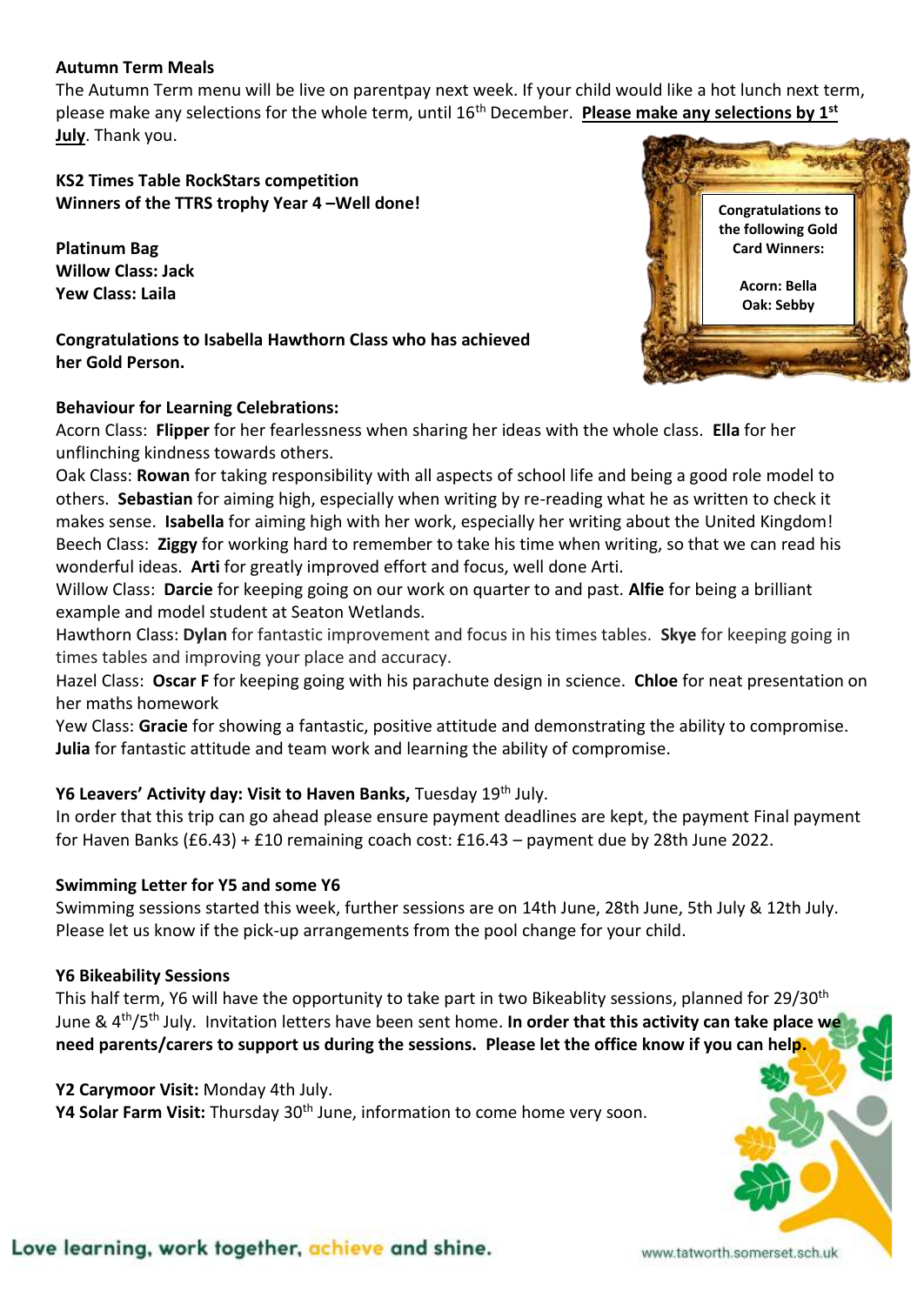**Autumn Term Meals**

The Autumn Term menu will be live on parentpay next week. If your child would like a hot lunch next term, please make any selections for the whole term, until 16th December. **Please make any selections by 1st July**. Thank you.

**KS2 Times Table RockStars competition**
**Winners of the TTRS trophy Year 4 –Well done!**

**Platinum Bag**
**Willow Class: Jack**
**Yew Class: Laila**

**Congratulations to Isabella Hawthorn Class who has achieved her Gold Person.**

**Congratulations to the following Gold Card Winners:**

**Acorn: Bella**
**Oak: Sebby**

**Behaviour for Learning Celebrations:**

Acorn Class: **Flipper** for her fearlessness when sharing her ideas with the whole class. **Ella** for her unflinching kindness towards others.

Oak Class: **Rowan** for taking responsibility with all aspects of school life and being a good role model to others. **Sebastian** for aiming high, especially when writing by re-reading what he as written to check it makes sense. **Isabella** for aiming high with her work, especially her writing about the United Kingdom!

Beech Class: **Ziggy** for working hard to remember to take his time when writing, so that we can read his wonderful ideas. **Arti** for greatly improved effort and focus, well done Arti.

Willow Class: **Darcie** for keeping going on our work on quarter to and past. **Alfie** for being a brilliant example and model student at Seaton Wetlands.

Hawthorn Class: **Dylan** for fantastic improvement and focus in his times tables. **Skye** for keeping going in times tables and improving your place and accuracy.

Hazel Class: **Oscar F** for keeping going with his parachute design in science. **Chloe** for neat presentation on her maths homework

Yew Class: **Gracie** for showing a fantastic, positive attitude and demonstrating the ability to compromise. **Julia** for fantastic attitude and team work and learning the ability of compromise.

**Y6 Leavers' Activity day: Visit to Haven Banks,** Tuesday 19th July.

In order that this trip can go ahead please ensure payment deadlines are kept, the payment Final payment for Haven Banks (£6.43) + £10 remaining coach cost: £16.43 – payment due by 28th June 2022.

**Swimming Letter for Y5 and some Y6**

Swimming sessions started this week, further sessions are on 14th June, 28th June, 5th July & 12th July. Please let us know if the pick-up arrangements from the pool change for your child.

**Y6 Bikeability Sessions**

This half term, Y6 will have the opportunity to take part in two Bikeablity sessions, planned for 29/30th June & 4th/5th July. Invitation letters have been sent home. **In order that this activity can take place we need parents/carers to support us during the sessions. Please let the office know if you can help.**

**Y2 Carymoor Visit:** Monday 4th July.
**Y4 Solar Farm Visit:** Thursday 30th June, information to come home very soon.

Love learning, work together, achieve and shine.

www.tatworth.somerset.sch.uk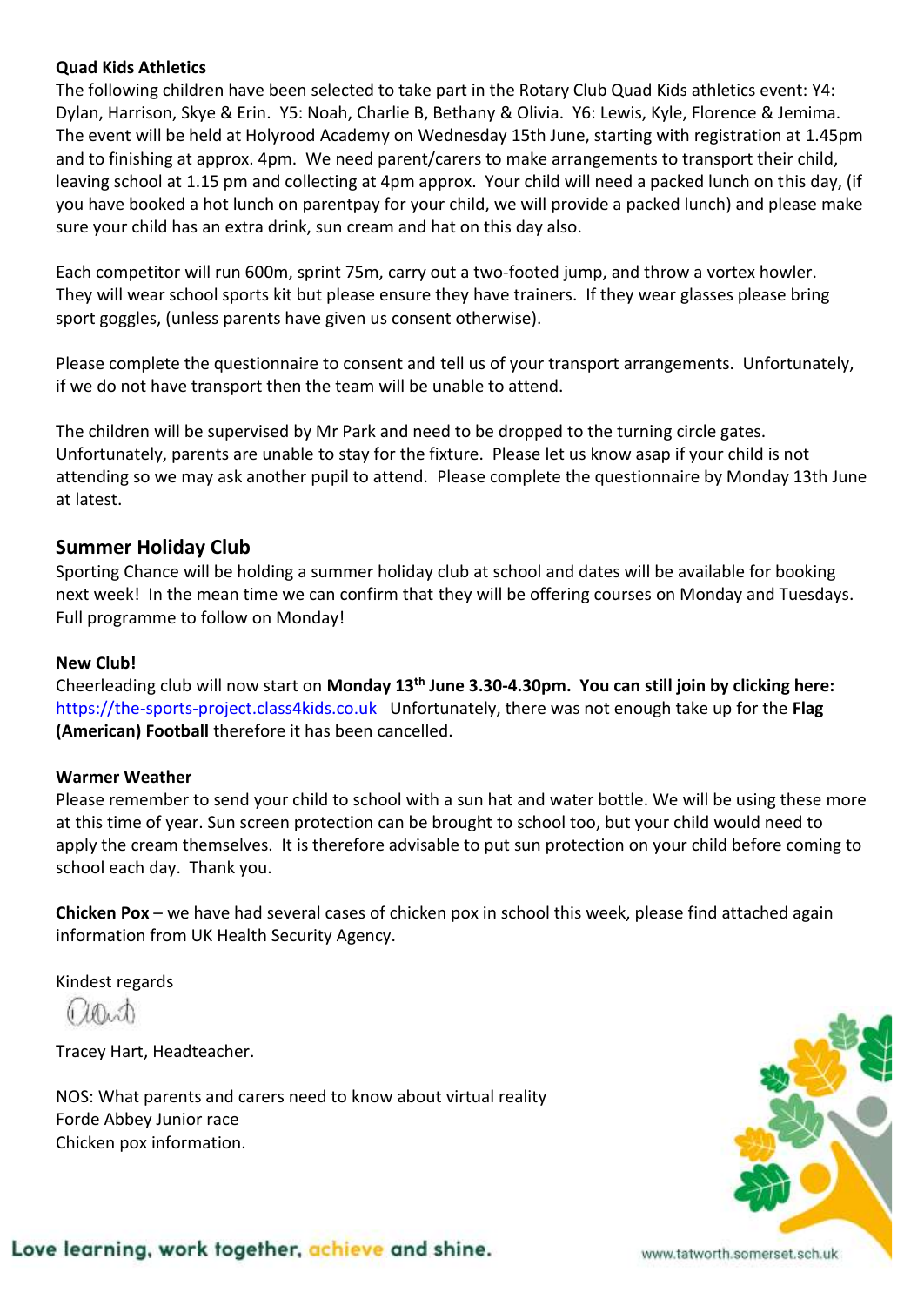**Quad Kids Athletics**

The following children have been selected to take part in the Rotary Club Quad Kids athletics event: Y4: Dylan, Harrison, Skye & Erin. Y5: Noah, Charlie B, Bethany & Olivia. Y6: Lewis, Kyle, Florence & Jemima. The event will be held at Holyrood Academy on Wednesday 15th June, starting with registration at 1.45pm and to finishing at approx. 4pm. We need parent/carers to make arrangements to transport their child, leaving school at 1.15 pm and collecting at 4pm approx. Your child will need a packed lunch on this day, (if you have booked a hot lunch on parentpay for your child, we will provide a packed lunch) and please make sure your child has an extra drink, sun cream and hat on this day also.

Each competitor will run 600m, sprint 75m, carry out a two-footed jump, and throw a vortex howler. They will wear school sports kit but please ensure they have trainers. If they wear glasses please bring sport goggles, (unless parents have given us consent otherwise).

Please complete the questionnaire to consent and tell us of your transport arrangements. Unfortunately, if we do not have transport then the team will be unable to attend.

The children will be supervised by Mr Park and need to be dropped to the turning circle gates. Unfortunately, parents are unable to stay for the fixture. Please let us know asap if your child is not attending so we may ask another pupil to attend. Please complete the questionnaire by Monday 13th June at latest.

## Summer Holiday Club

Sporting Chance will be holding a summer holiday club at school and dates will be available for booking next week! In the mean time we can confirm that they will be offering courses on Monday and Tuesdays. Full programme to follow on Monday!

**New Club!**

Cheerleading club will now start on **Monday 13th June 3.30-4.30pm. You can still join by clicking here:** https://the-sports-project.class4kids.co.uk Unfortunately, there was not enough take up for the **Flag (American) Football** therefore it has been cancelled.

**Warmer Weather**

Please remember to send your child to school with a sun hat and water bottle. We will be using these more at this time of year. Sun screen protection can be brought to school too, but your child would need to apply the cream themselves. It is therefore advisable to put sun protection on your child before coming to school each day. Thank you.

**Chicken Pox** – we have had several cases of chicken pox in school this week, please find attached again information from UK Health Security Agency.

Kindest regards

Tracey Hart, Headteacher.

NOS: What parents and carers need to know about virtual reality
Forde Abbey Junior race
Chicken pox information.

Love learning, work together, achieve and shine.

www.tatworth.somerset.sch.uk